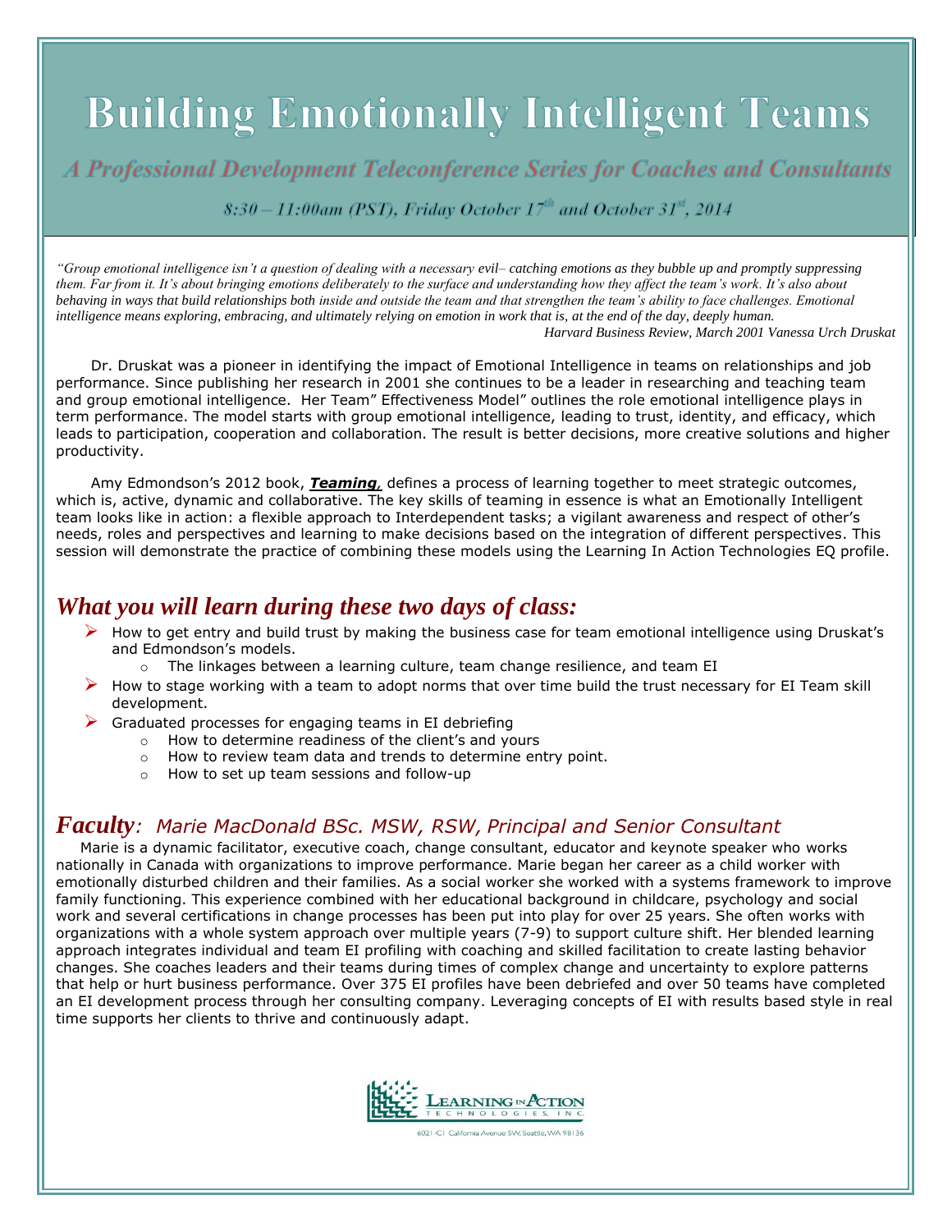# Building Emotionally Intelligent Teams

## *A Professional Development Teleconference Series for Coaches and Consultants*

*8:30 – 11:00am (PST), Friday October 17th and October 31st, 2014*

*"Group emotional intelligence isn't a question of dealing with a necessary evil– catching emotions as they bubble up and promptly suppressing them. Far from it. It's about bringing emotions deliberately to the surface and understanding how they affect the team's work. It's also about behaving in ways that build relationships both inside and outside the team and that strengthen the team's ability to face challenges. Emotional intelligence means exploring, embracing, and ultimately relying on emotion in work that is, at the end of the day, deeply human.*

*Harvard Business Review, March 2001 Vanessa Urch Druskat*

Dr. Druskat was a pioneer in identifying the impact of Emotional Intelligence in teams on relationships and job performance. Since publishing her research in 2001 she continues to be a leader in researching and teaching team and group emotional intelligence. Her Team" Effectiveness Model" outlines the role emotional intelligence plays in term performance. The model starts with group emotional intelligence, leading to trust, identity, and efficacy, which leads to participation, cooperation and collaboration. The result is better decisions, more creative solutions and higher productivity.

Amy Edmondson's 2012 book, ***Teaming,*** defines a process of learning together to meet strategic outcomes, which is, active, dynamic and collaborative. The key skills of teaming in essence is what an Emotionally Intelligent team looks like in action: a flexible approach to Interdependent tasks; a vigilant awareness and respect of other's needs, roles and perspectives and learning to make decisions based on the integration of different perspectives. This session will demonstrate the practice of combining these models using the Learning In Action Technologies EQ profile.

## *What you will learn during these two days of class:*

- How to get entry and build trust by making the business case for team emotional intelligence using Druskat's and Edmondson's models.
  - The linkages between a learning culture, team change resilience, and team EI
- How to stage working with a team to adopt norms that over time build the trust necessary for EI Team skill development.
- Graduated processes for engaging teams in EI debriefing
  - How to determine readiness of the client's and yours
  - How to review team data and trends to determine entry point.
  - How to set up team sessions and follow-up

## *Faculty: Marie MacDonald BSc. MSW, RSW, Principal and Senior Consultant*

Marie is a dynamic facilitator, executive coach, change consultant, educator and keynote speaker who works nationally in Canada with organizations to improve performance. Marie began her career as a child worker with emotionally disturbed children and their families. As a social worker she worked with a systems framework to improve family functioning. This experience combined with her educational background in childcare, psychology and social work and several certifications in change processes has been put into play for over 25 years. She often works with organizations with a whole system approach over multiple years (7-9) to support culture shift. Her blended learning approach integrates individual and team EI profiling with coaching and skilled facilitation to create lasting behavior changes. She coaches leaders and their teams during times of complex change and uncertainty to explore patterns that help or hurt business performance. Over 375 EI profiles have been debriefed and over 50 teams have completed an EI development process through her consulting company. Leveraging concepts of EI with results based style in real time supports her clients to thrive and continuously adapt.

LEARNING IN ACTION TECHNOLOGIES, INC.

6021-C1 California Avenue SW, Seattle, WA 98136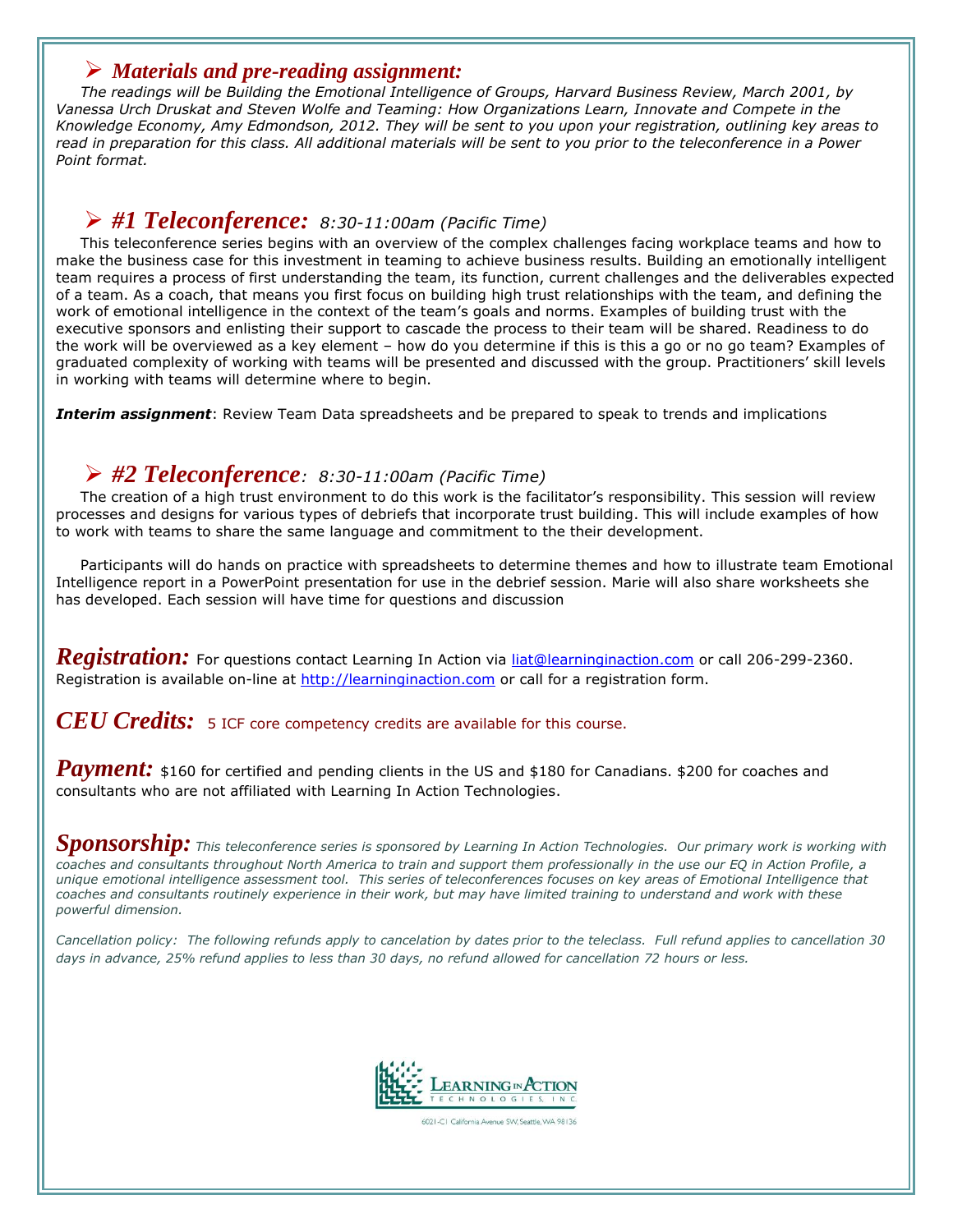## ➢ *Materials and pre-reading assignment:*

*The readings will be Building the Emotional Intelligence of Groups, Harvard Business Review, March 2001, by Vanessa Urch Druskat and Steven Wolfe and Teaming: How Organizations Learn, Innovate and Compete in the Knowledge Economy, Amy Edmondson, 2012. They will be sent to you upon your registration, outlining key areas to read in preparation for this class. All additional materials will be sent to you prior to the teleconference in a Power Point format.*

## ➢ *#1 Teleconference:* *8:30-11:00am (Pacific Time)*

This teleconference series begins with an overview of the complex challenges facing workplace teams and how to make the business case for this investment in teaming to achieve business results. Building an emotionally intelligent team requires a process of first understanding the team, its function, current challenges and the deliverables expected of a team. As a coach, that means you first focus on building high trust relationships with the team, and defining the work of emotional intelligence in the context of the team's goals and norms. Examples of building trust with the executive sponsors and enlisting their support to cascade the process to their team will be shared. Readiness to do the work will be overviewed as a key element – how do you determine if this is this a go or no go team? Examples of graduated complexity of working with teams will be presented and discussed with the group. Practitioners' skill levels in working with teams will determine where to begin.

***Interim assignment***: Review Team Data spreadsheets and be prepared to speak to trends and implications

## ➢ *#2 Teleconference:* *8:30-11:00am (Pacific Time)*

The creation of a high trust environment to do this work is the facilitator's responsibility. This session will review processes and designs for various types of debriefs that incorporate trust building. This will include examples of how to work with teams to share the same language and commitment to the their development.

Participants will do hands on practice with spreadsheets to determine themes and how to illustrate team Emotional Intelligence report in a PowerPoint presentation for use in the debrief session. Marie will also share worksheets she has developed. Each session will have time for questions and discussion

***Registration:*** For questions contact Learning In Action via liat@learninginaction.com or call 206-299-2360. Registration is available on-line at http://learninginaction.com or call for a registration form.

***CEU Credits:*** 5 ICF core competency credits are available for this course.

***Payment:*** $160 for certified and pending clients in the US and $180 for Canadians. $200 for coaches and consultants who are not affiliated with Learning In Action Technologies.

***Sponsorship:*** *This teleconference series is sponsored by Learning In Action Technologies. Our primary work is working with coaches and consultants throughout North America to train and support them professionally in the use our EQ in Action Profile, a unique emotional intelligence assessment tool. This series of teleconferences focuses on key areas of Emotional Intelligence that coaches and consultants routinely experience in their work, but may have limited training to understand and work with these powerful dimension.*

*Cancellation policy: The following refunds apply to cancelation by dates prior to the teleclass. Full refund applies to cancellation 30 days in advance, 25% refund applies to less than 30 days, no refund allowed for cancellation 72 hours or less.*

LEARNING IN ACTION TECHNOLOGIES, INC.

6021-C1 California Avenue SW, Seattle, WA 98136